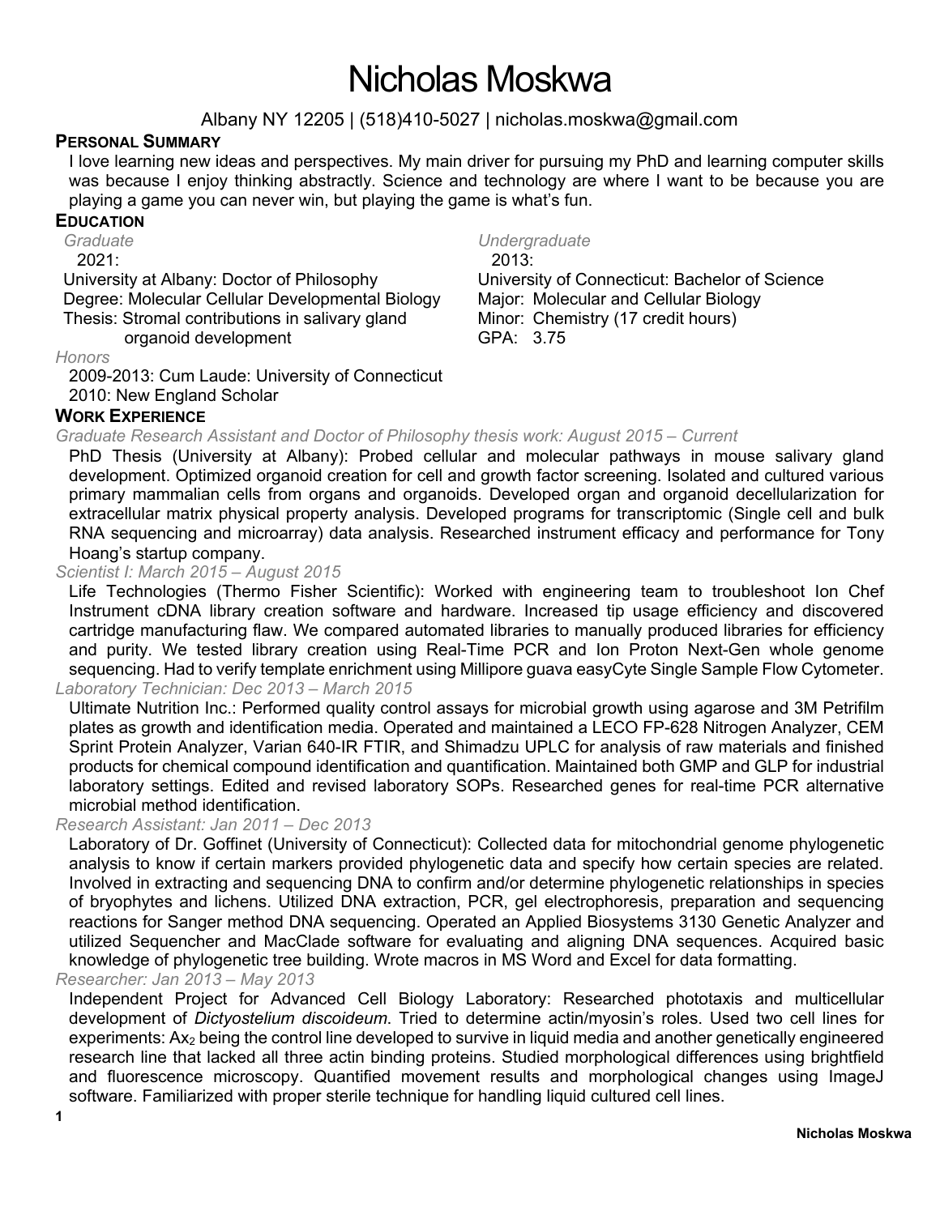# Nicholas Moskwa

Albany NY 12205 | (518)410-5027 | nicholas.moskwa@gmail.com

## Personal Summary

I love learning new ideas and perspectives. My main driver for pursuing my PhD and learning computer skills was because I enjoy thinking abstractly. Science and technology are where I want to be because you are playing a game you can never win, but playing the game is what's fun.

## Education

*Graduate*

2021:
University at Albany: Doctor of Philosophy
Degree: Molecular Cellular Developmental Biology
Thesis: Stromal contributions in salivary gland organoid development

*Undergraduate*

2013:
University of Connecticut: Bachelor of Science
Major: Molecular and Cellular Biology
Minor: Chemistry (17 credit hours)
GPA: 3.75

*Honors*

2009-2013: Cum Laude: University of Connecticut
2010: New England Scholar

## Work Experience

*Graduate Research Assistant and Doctor of Philosophy thesis work: August 2015 – Current*

PhD Thesis (University at Albany): Probed cellular and molecular pathways in mouse salivary gland development. Optimized organoid creation for cell and growth factor screening. Isolated and cultured various primary mammalian cells from organs and organoids. Developed organ and organoid decellularization for extracellular matrix physical property analysis. Developed programs for transcriptomic (Single cell and bulk RNA sequencing and microarray) data analysis. Researched instrument efficacy and performance for Tony Hoang's startup company.

*Scientist I: March 2015 – August 2015*

Life Technologies (Thermo Fisher Scientific): Worked with engineering team to troubleshoot Ion Chef Instrument cDNA library creation software and hardware. Increased tip usage efficiency and discovered cartridge manufacturing flaw. We compared automated libraries to manually produced libraries for efficiency and purity. We tested library creation using Real-Time PCR and Ion Proton Next-Gen whole genome sequencing. Had to verify template enrichment using Millipore guava easyCyte Single Sample Flow Cytometer.

*Laboratory Technician: Dec 2013 – March 2015*

Ultimate Nutrition Inc.: Performed quality control assays for microbial growth using agarose and 3M Petrifilm plates as growth and identification media. Operated and maintained a LECO FP-628 Nitrogen Analyzer, CEM Sprint Protein Analyzer, Varian 640-IR FTIR, and Shimadzu UPLC for analysis of raw materials and finished products for chemical compound identification and quantification. Maintained both GMP and GLP for industrial laboratory settings. Edited and revised laboratory SOPs. Researched genes for real-time PCR alternative microbial method identification.

*Research Assistant: Jan 2011 – Dec 2013*

Laboratory of Dr. Goffinet (University of Connecticut): Collected data for mitochondrial genome phylogenetic analysis to know if certain markers provided phylogenetic data and specify how certain species are related. Involved in extracting and sequencing DNA to confirm and/or determine phylogenetic relationships in species of bryophytes and lichens. Utilized DNA extraction, PCR, gel electrophoresis, preparation and sequencing reactions for Sanger method DNA sequencing. Operated an Applied Biosystems 3130 Genetic Analyzer and utilized Sequencher and MacClade software for evaluating and aligning DNA sequences. Acquired basic knowledge of phylogenetic tree building. Wrote macros in MS Word and Excel for data formatting.

*Researcher: Jan 2013 – May 2013*

Independent Project for Advanced Cell Biology Laboratory: Researched phototaxis and multicellular development of *Dictyostelium discoideum*. Tried to determine actin/myosin's roles. Used two cell lines for experiments: $Ax_2$ being the control line developed to survive in liquid media and another genetically engineered research line that lacked all three actin binding proteins. Studied morphological differences using brightfield and fluorescence microscopy. Quantified movement results and morphological changes using ImageJ software. Familiarized with proper sterile technique for handling liquid cultured cell lines.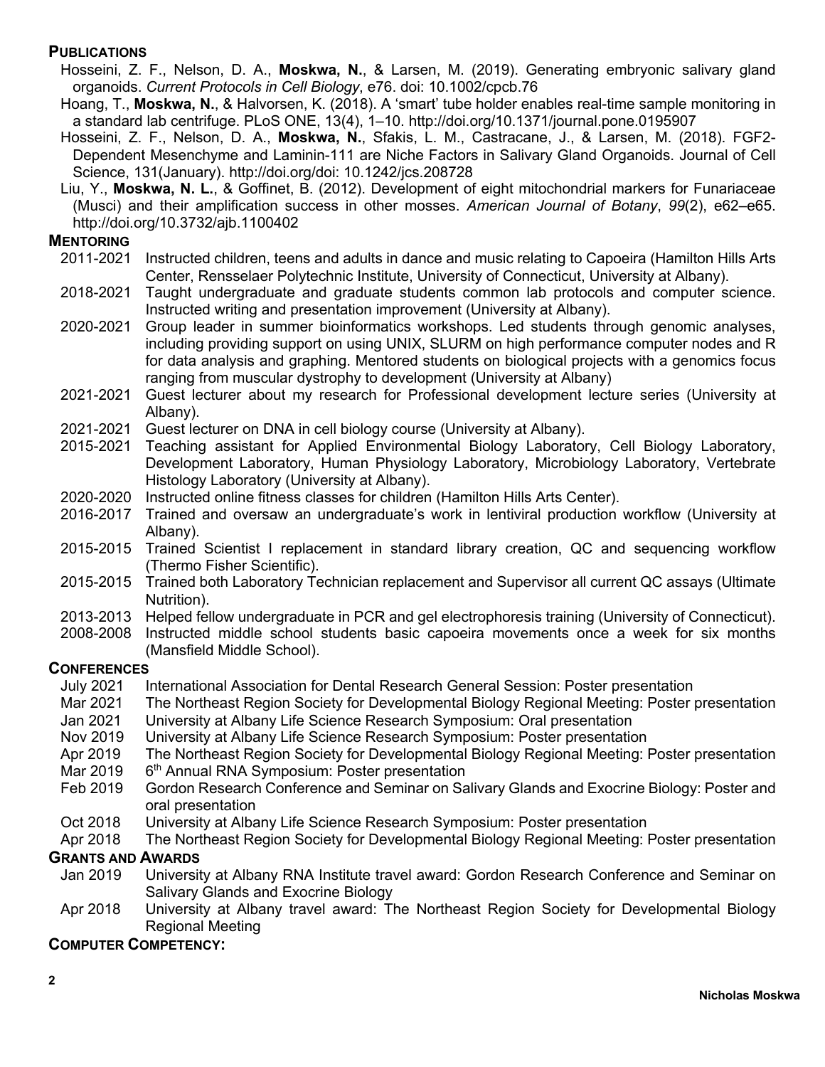## PUBLICATIONS

Hosseini, Z. F., Nelson, D. A., **Moskwa, N.**, & Larsen, M. (2019). Generating embryonic salivary gland organoids. *Current Protocols in Cell Biology*, e76. doi: 10.1002/cpcb.76

Hoang, T., **Moskwa, N.**, & Halvorsen, K. (2018). A 'smart' tube holder enables real-time sample monitoring in a standard lab centrifuge. PLoS ONE, 13(4), 1–10. http://doi.org/10.1371/journal.pone.0195907

Hosseini, Z. F., Nelson, D. A., **Moskwa, N.**, Sfakis, L. M., Castracane, J., & Larsen, M. (2018). FGF2-Dependent Mesenchyme and Laminin-111 are Niche Factors in Salivary Gland Organoids. Journal of Cell Science, 131(January). http://doi.org/doi: 10.1242/jcs.208728

Liu, Y., **Moskwa, N. L.**, & Goffinet, B. (2012). Development of eight mitochondrial markers for Funariaceae (Musci) and their amplification success in other mosses. *American Journal of Botany*, *99*(2), e62–e65. http://doi.org/10.3732/ajb.1100402

## MENTORING

2011-2021 Instructed children, teens and adults in dance and music relating to Capoeira (Hamilton Hills Arts Center, Rensselaer Polytechnic Institute, University of Connecticut, University at Albany).

2018-2021 Taught undergraduate and graduate students common lab protocols and computer science. Instructed writing and presentation improvement (University at Albany).

2020-2021 Group leader in summer bioinformatics workshops. Led students through genomic analyses, including providing support on using UNIX, SLURM on high performance computer nodes and R for data analysis and graphing. Mentored students on biological projects with a genomics focus ranging from muscular dystrophy to development (University at Albany)

2021-2021 Guest lecturer about my research for Professional development lecture series (University at Albany).

2021-2021 Guest lecturer on DNA in cell biology course (University at Albany).

2015-2021 Teaching assistant for Applied Environmental Biology Laboratory, Cell Biology Laboratory, Development Laboratory, Human Physiology Laboratory, Microbiology Laboratory, Vertebrate Histology Laboratory (University at Albany).

2020-2020 Instructed online fitness classes for children (Hamilton Hills Arts Center).

2016-2017 Trained and oversaw an undergraduate's work in lentiviral production workflow (University at Albany).

2015-2015 Trained Scientist I replacement in standard library creation, QC and sequencing workflow (Thermo Fisher Scientific).

2015-2015 Trained both Laboratory Technician replacement and Supervisor all current QC assays (Ultimate Nutrition).

2013-2013 Helped fellow undergraduate in PCR and gel electrophoresis training (University of Connecticut).

2008-2008 Instructed middle school students basic capoeira movements once a week for six months (Mansfield Middle School).

## CONFERENCES

July 2021 International Association for Dental Research General Session: Poster presentation

Mar 2021 The Northeast Region Society for Developmental Biology Regional Meeting: Poster presentation

Jan 2021 University at Albany Life Science Research Symposium: Oral presentation

Nov 2019 University at Albany Life Science Research Symposium: Poster presentation

Apr 2019 The Northeast Region Society for Developmental Biology Regional Meeting: Poster presentation

Mar 2019 6th Annual RNA Symposium: Poster presentation

Feb 2019 Gordon Research Conference and Seminar on Salivary Glands and Exocrine Biology: Poster and oral presentation

Oct 2018 University at Albany Life Science Research Symposium: Poster presentation

Apr 2018 The Northeast Region Society for Developmental Biology Regional Meeting: Poster presentation

## GRANTS AND AWARDS

Jan 2019 University at Albany RNA Institute travel award: Gordon Research Conference and Seminar on Salivary Glands and Exocrine Biology

Apr 2018 University at Albany travel award: The Northeast Region Society for Developmental Biology Regional Meeting

## COMPUTER COMPETENCY: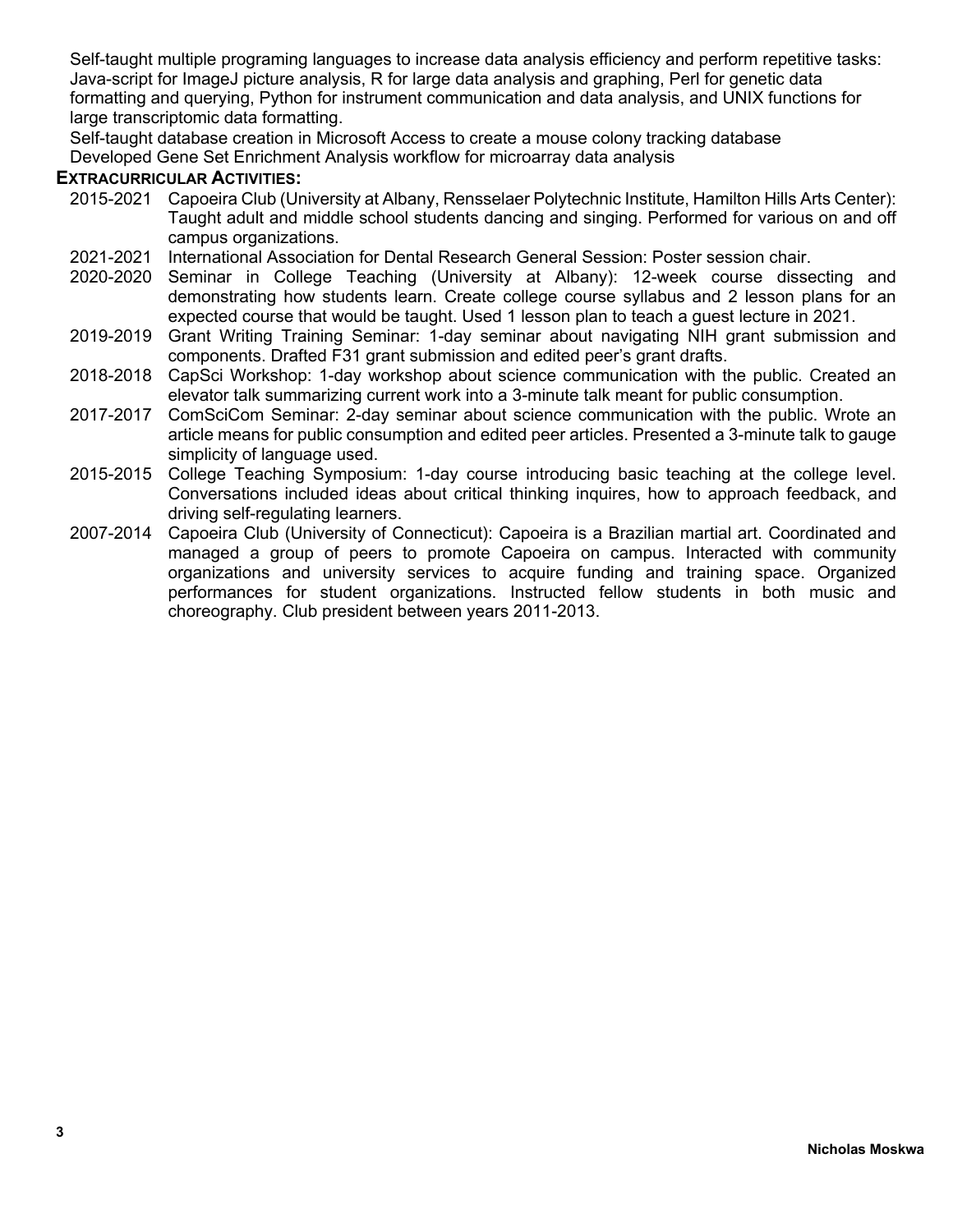Self-taught multiple programing languages to increase data analysis efficiency and perform repetitive tasks: Java-script for ImageJ picture analysis, R for large data analysis and graphing, Perl for genetic data formatting and querying, Python for instrument communication and data analysis, and UNIX functions for large transcriptomic data formatting.

Self-taught database creation in Microsoft Access to create a mouse colony tracking database

Developed Gene Set Enrichment Analysis workflow for microarray data analysis

## EXTRACURRICULAR ACTIVITIES:

- 2015-2021 Capoeira Club (University at Albany, Rensselaer Polytechnic Institute, Hamilton Hills Arts Center): Taught adult and middle school students dancing and singing. Performed for various on and off campus organizations.
- 2021-2021 International Association for Dental Research General Session: Poster session chair.
- 2020-2020 Seminar in College Teaching (University at Albany): 12-week course dissecting and demonstrating how students learn. Create college course syllabus and 2 lesson plans for an expected course that would be taught. Used 1 lesson plan to teach a guest lecture in 2021.
- 2019-2019 Grant Writing Training Seminar: 1-day seminar about navigating NIH grant submission and components. Drafted F31 grant submission and edited peer's grant drafts.
- 2018-2018 CapSci Workshop: 1-day workshop about science communication with the public. Created an elevator talk summarizing current work into a 3-minute talk meant for public consumption.
- 2017-2017 ComSciCom Seminar: 2-day seminar about science communication with the public. Wrote an article means for public consumption and edited peer articles. Presented a 3-minute talk to gauge simplicity of language used.
- 2015-2015 College Teaching Symposium: 1-day course introducing basic teaching at the college level. Conversations included ideas about critical thinking inquires, how to approach feedback, and driving self-regulating learners.
- 2007-2014 Capoeira Club (University of Connecticut): Capoeira is a Brazilian martial art. Coordinated and managed a group of peers to promote Capoeira on campus. Interacted with community organizations and university services to acquire funding and training space. Organized performances for student organizations. Instructed fellow students in both music and choreography. Club president between years 2011-2013.